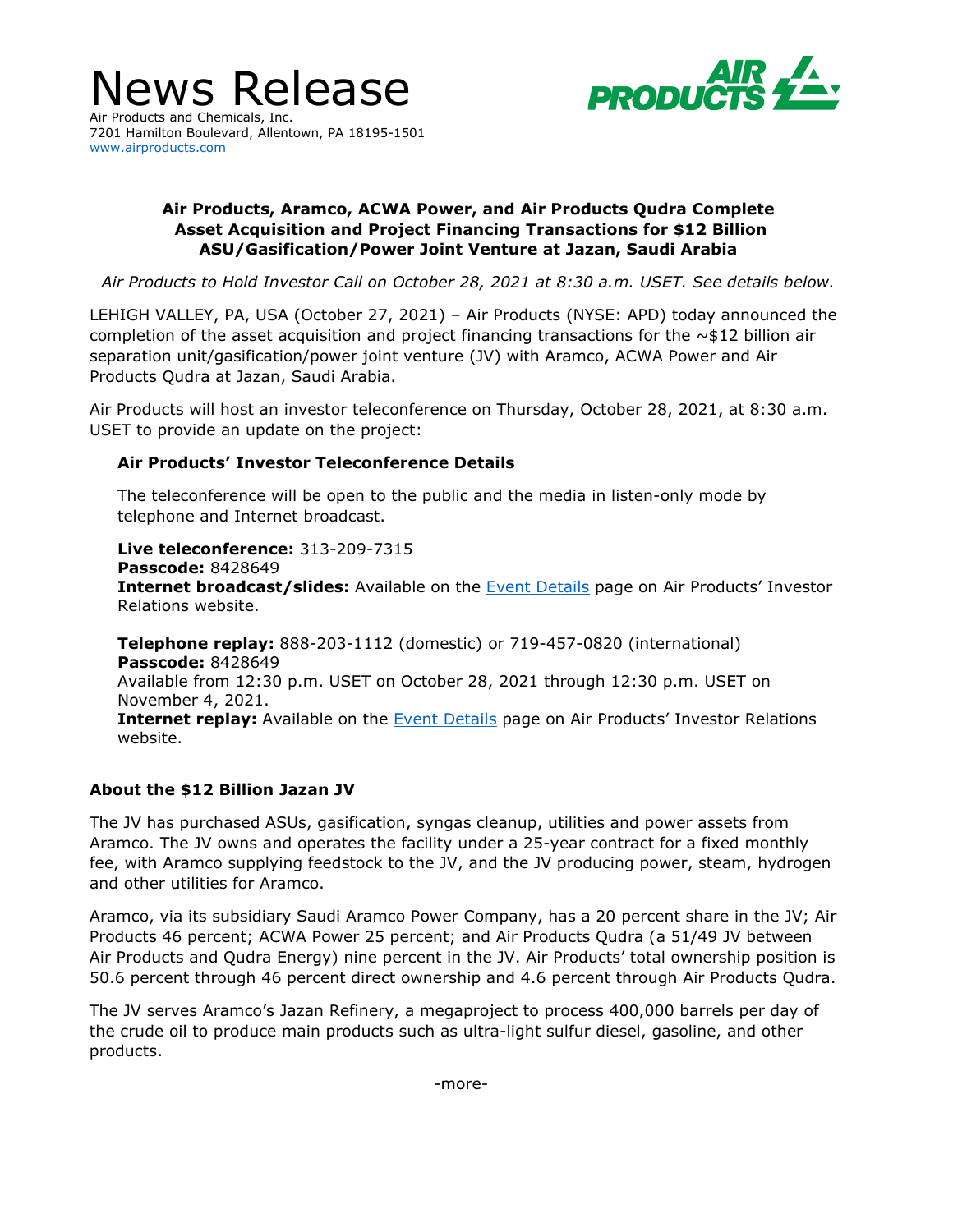# News Release

Air Products and Chemicals, Inc.
7201 Hamilton Boulevard, Allentown, PA 18195-1501
www.airproducts.com

## Air Products, Aramco, ACWA Power, and Air Products Qudra Complete Asset Acquisition and Project Financing Transactions for $12 Billion ASU/Gasification/Power Joint Venture at Jazan, Saudi Arabia

*Air Products to Hold Investor Call on October 28, 2021 at 8:30 a.m. USET. See details below.*

LEHIGH VALLEY, PA, USA (October 27, 2021) – Air Products (NYSE: APD) today announced the completion of the asset acquisition and project financing transactions for the ~$12 billion air separation unit/gasification/power joint venture (JV) with Aramco, ACWA Power and Air Products Qudra at Jazan, Saudi Arabia.

Air Products will host an investor teleconference on Thursday, October 28, 2021, at 8:30 a.m. USET to provide an update on the project:

### Air Products' Investor Teleconference Details

The teleconference will be open to the public and the media in listen-only mode by telephone and Internet broadcast.

**Live teleconference:** 313-209-7315
**Passcode:** 8428649
**Internet broadcast/slides:** Available on the Event Details page on Air Products' Investor Relations website.

**Telephone replay:** 888-203-1112 (domestic) or 719-457-0820 (international)
**Passcode:** 8428649
Available from 12:30 p.m. USET on October 28, 2021 through 12:30 p.m. USET on November 4, 2021.
**Internet replay:** Available on the Event Details page on Air Products' Investor Relations website.

### About the $12 Billion Jazan JV

The JV has purchased ASUs, gasification, syngas cleanup, utilities and power assets from Aramco. The JV owns and operates the facility under a 25-year contract for a fixed monthly fee, with Aramco supplying feedstock to the JV, and the JV producing power, steam, hydrogen and other utilities for Aramco.

Aramco, via its subsidiary Saudi Aramco Power Company, has a 20 percent share in the JV; Air Products 46 percent; ACWA Power 25 percent; and Air Products Qudra (a 51/49 JV between Air Products and Qudra Energy) nine percent in the JV. Air Products' total ownership position is 50.6 percent through 46 percent direct ownership and 4.6 percent through Air Products Qudra.

The JV serves Aramco's Jazan Refinery, a megaproject to process 400,000 barrels per day of the crude oil to produce main products such as ultra-light sulfur diesel, gasoline, and other products.

-more-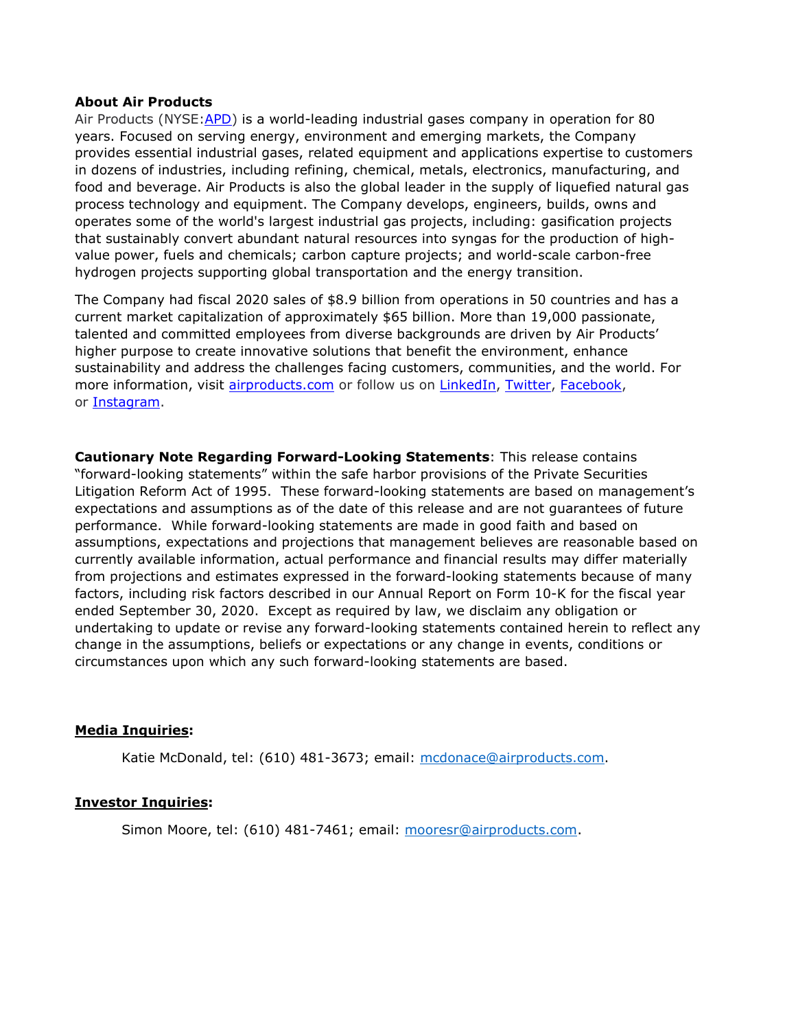**About Air Products**

Air Products (NYSE:APD) is a world-leading industrial gases company in operation for 80 years. Focused on serving energy, environment and emerging markets, the Company provides essential industrial gases, related equipment and applications expertise to customers in dozens of industries, including refining, chemical, metals, electronics, manufacturing, and food and beverage. Air Products is also the global leader in the supply of liquefied natural gas process technology and equipment. The Company develops, engineers, builds, owns and operates some of the world's largest industrial gas projects, including: gasification projects that sustainably convert abundant natural resources into syngas for the production of high-value power, fuels and chemicals; carbon capture projects; and world-scale carbon-free hydrogen projects supporting global transportation and the energy transition.

The Company had fiscal 2020 sales of $8.9 billion from operations in 50 countries and has a current market capitalization of approximately $65 billion. More than 19,000 passionate, talented and committed employees from diverse backgrounds are driven by Air Products' higher purpose to create innovative solutions that benefit the environment, enhance sustainability and address the challenges facing customers, communities, and the world. For more information, visit airproducts.com or follow us on LinkedIn, Twitter, Facebook, or Instagram.

**Cautionary Note Regarding Forward-Looking Statements**: This release contains "forward-looking statements" within the safe harbor provisions of the Private Securities Litigation Reform Act of 1995. These forward-looking statements are based on management's expectations and assumptions as of the date of this release and are not guarantees of future performance. While forward-looking statements are made in good faith and based on assumptions, expectations and projections that management believes are reasonable based on currently available information, actual performance and financial results may differ materially from projections and estimates expressed in the forward-looking statements because of many factors, including risk factors described in our Annual Report on Form 10-K for the fiscal year ended September 30, 2020. Except as required by law, we disclaim any obligation or undertaking to update or revise any forward-looking statements contained herein to reflect any change in the assumptions, beliefs or expectations or any change in events, conditions or circumstances upon which any such forward-looking statements are based.

**Media Inquiries:**

Katie McDonald, tel: (610) 481-3673; email: mcdonace@airproducts.com.

**Investor Inquiries:**

Simon Moore, tel: (610) 481-7461; email: mooresr@airproducts.com.